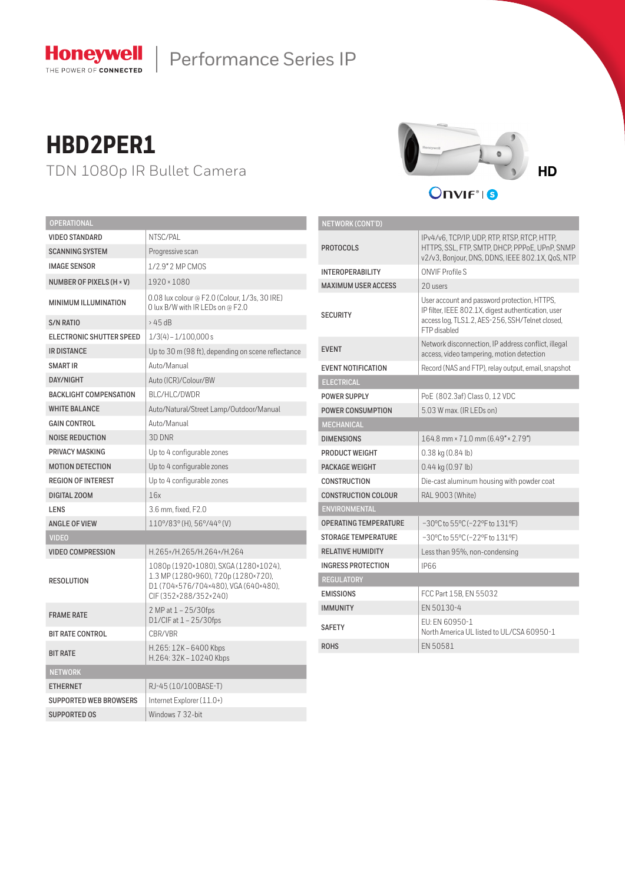Honeywell | Performance Series IP

# HBD2PER1

## TDN 1080p IR Bullet Camera

HD

| OPERATIONAL | |
|---|---|
| VIDEO STANDARD | NTSC/PAL |
| SCANNING SYSTEM | Progressive scan |
| IMAGE SENSOR | 1/2.9" 2 MP CMOS |
| NUMBER OF PIXELS (H × V) | 1920 × 1080 |
| MINIMUM ILLUMINATION | 0.08 lux colour @ F2.0 (Colour, 1/3s, 30 IRE)<br>0 lux B/W with IR LEDs on @ F2.0 |
| S/N RATIO | > 45 dB |
| ELECTRONIC SHUTTER SPEED | 1/3(4) – 1/100,000 s |
| IR DISTANCE | Up to 30 m (98 ft), depending on scene reflectance |
| SMART IR | Auto/Manual |
| DAY/NIGHT | Auto (ICR)/Colour/BW |
| BACKLIGHT COMPENSATION | BLC/HLC/DWDR |
| WHITE BALANCE | Auto/Natural/Street Lamp/Outdoor/Manual |
| GAIN CONTROL | Auto/Manual |
| NOISE REDUCTION | 3D DNR |
| PRIVACY MASKING | Up to 4 configurable zones |
| MOTION DETECTION | Up to 4 configurable zones |
| REGION OF INTEREST | Up to 4 configurable zones |
| DIGITAL ZOOM | 16x |
| LENS | 3.6 mm, fixed, F2.0 |
| ANGLE OF VIEW | 110°/83° (H), 56°/44° (V) |
| **VIDEO** | |
| VIDEO COMPRESSION | H.265+/H.265/H.264+/H.264 |
| RESOLUTION | 1080p (1920×1080), SXGA (1280×1024), 1.3 MP (1280×960), 720p (1280×720), D1 (704×576/704×480), VGA (640×480), CIF (352×288/352×240) |
| FRAME RATE | 2 MP at 1 – 25/30fps<br>D1/CIF at 1 – 25/30fps |
| BIT RATE CONTROL | CBR/VBR |
| BIT RATE | H.265: 12K – 6400 Kbps<br>H.264: 32K – 10240 Kbps |
| **NETWORK** | |
| ETHERNET | RJ-45 (10/100BASE-T) |
| SUPPORTED WEB BROWSERS | Internet Explorer (11.0+) |
| SUPPORTED OS | Windows 7 32-bit |

| NETWORK (CONT'D) | |
|---|---|
| PROTOCOLS | IPv4/v6, TCP/IP, UDP, RTP, RTSP, RTCP, HTTP, HTTPS, SSL, FTP, SMTP, DHCP, PPPoE, UPnP, SNMP v2/v3, Bonjour, DNS, DDNS, IEEE 802.1X, QoS, NTP |
| INTEROPERABILITY | ONVIF Profile S |
| MAXIMUM USER ACCESS | 20 users |
| SECURITY | User account and password protection, HTTPS, IP filter, IEEE 802.1X, digest authentication, user access log, TLS1.2, AES-256, SSH/Telnet closed, FTP disabled |
| EVENT | Network disconnection, IP address conflict, illegal access, video tampering, motion detection |
| EVENT NOTIFICATION | Record (NAS and FTP), relay output, email, snapshot |
| **ELECTRICAL** | |
| POWER SUPPLY | PoE (802.3af) Class 0, 12 VDC |
| POWER CONSUMPTION | 5.03 W max. (IR LEDs on) |
| **MECHANICAL** | |
| DIMENSIONS | 164.8 mm × 71.0 mm (6.49" × 2.79") |
| PRODUCT WEIGHT | 0.38 kg (0.84 lb) |
| PACKAGE WEIGHT | 0.44 kg (0.97 lb) |
| CONSTRUCTION | Die-cast aluminum housing with powder coat |
| CONSTRUCTION COLOUR | RAL 9003 (White) |
| **ENVIRONMENTAL** | |
| OPERATING TEMPERATURE | –30°C to 55°C (–22°F to 131°F) |
| STORAGE TEMPERATURE | –30°C to 55°C (–22°F to 131°F) |
| RELATIVE HUMIDITY | Less than 95%, non-condensing |
| INGRESS PROTECTION | IP66 |
| **REGULATORY** | |
| EMISSIONS | FCC Part 15B, EN 55032 |
| IMMUNITY | EN 50130-4 |
| SAFETY | EU: EN 60950-1<br>North America UL listed to UL/CSA 60950-1 |
| ROHS | EN 50581 |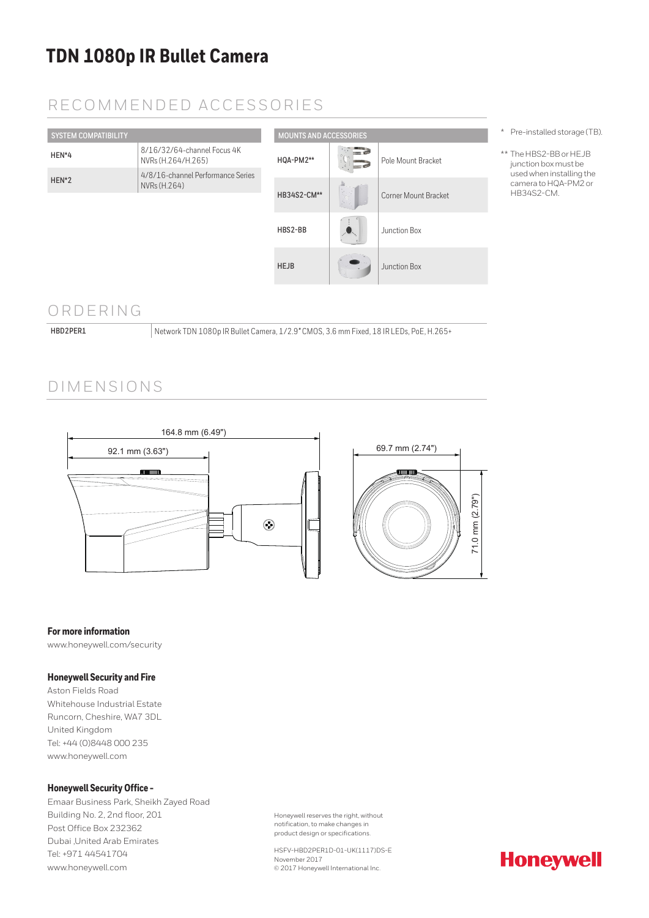# TDN 1080p IR Bullet Camera

## RECOMMENDED ACCESSORIES

| SYSTEM COMPATIBILITY | |
|---|---|
| HEN*4 | 8/16/32/64-channel Focus 4K NVRs (H.264/H.265) |
| HEN*2 | 4/8/16-channel Performance Series NVRs (H.264) |

| MOUNTS AND ACCESSORIES | | |
|---|---|---|
| HQA-PM2** | | Pole Mount Bracket |
| HB34S2-CM** | | Corner Mount Bracket |
| HBS2-BB | | Junction Box |
| HEJB | | Junction Box |

\* Pre-installed storage (TB).

\*\* The HBS2-BB or HEJB junction box must be used when installing the camera to HQA-PM2 or HB34S2-CM.

## ORDERING

| | |
|---|---|
| HBD2PER1 | Network TDN 1080p IR Bullet Camera, 1/2.9" CMOS, 3.6 mm Fixed, 18 IR LEDs, PoE, H.265+ |

## DIMENSIONS

164.8 mm (6.49")

92.1 mm (3.63")

69.7 mm (2.74")

71.0 mm (2.79")

**For more information**

www.honeywell.com/security

**Honeywell Security and Fire**

Aston Fields Road
Whitehouse Industrial Estate
Runcorn, Cheshire, WA7 3DL
United Kingdom
Tel: +44 (0)8448 000 235
www.honeywell.com

**Honeywell Security Office -**

Emaar Business Park, Sheikh Zayed Road
Building No. 2, 2nd floor, 201
Post Office Box 232362
Dubai ,United Arab Emirates
Tel: +971 44541704
www.honeywell.com

Honeywell reserves the right, without notification, to make changes in product design or specifications.

HSFV-HBD2PER1D-01-UK(1117)DS-E
November 2017
© 2017 Honeywell International Inc.

Honeywell